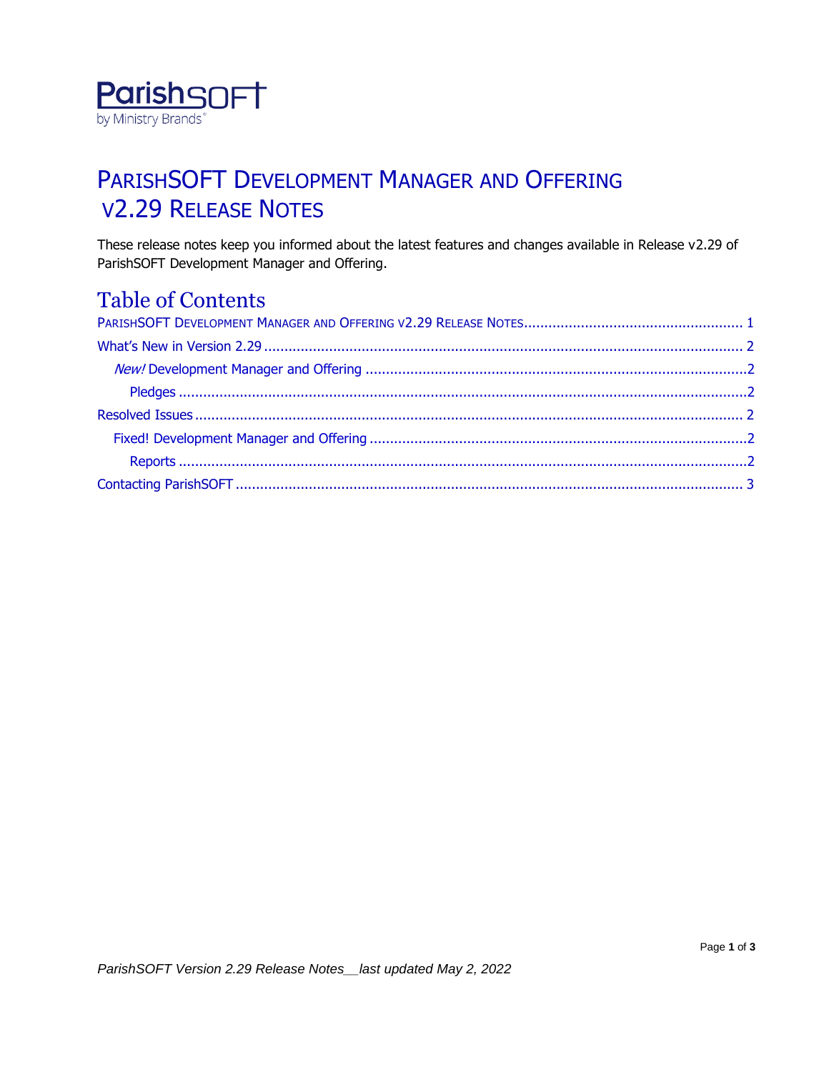ParishSOFT
by Ministry Brands®

# PARISHSOFT DEVELOPMENT MANAGER AND OFFERING V2.29 RELEASE NOTES

These release notes keep you informed about the latest features and changes available in Release v2.29 of ParishSOFT Development Manager and Offering.

## Table of Contents

PARISHSOFT DEVELOPMENT MANAGER AND OFFERING V2.29 RELEASE NOTES ........ 1
What's New in Version 2.29 ........ 2
  *New!* Development Manager and Offering ........ 2
    Pledges ........ 2
Resolved Issues ........ 2
  Fixed! Development Manager and Offering ........ 2
    Reports ........ 2
Contacting ParishSOFT ........ 3

*ParishSOFT Version 2.29 Release Notes__last updated May 2, 2022*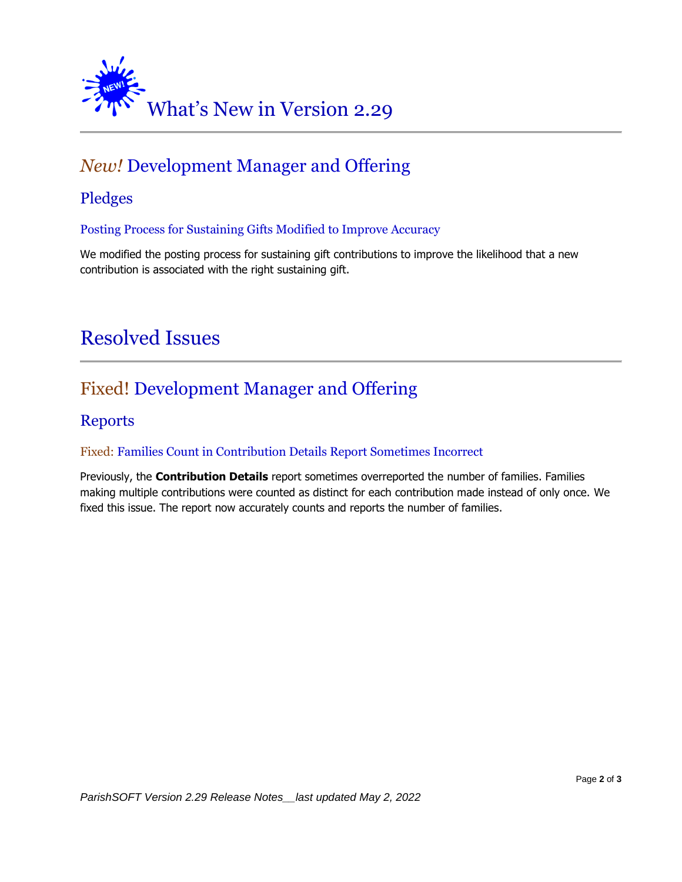# What's New in Version 2.29

## *New!* Development Manager and Offering

### Pledges

#### Posting Process for Sustaining Gifts Modified to Improve Accuracy

We modified the posting process for sustaining gift contributions to improve the likelihood that a new contribution is associated with the right sustaining gift.

# Resolved Issues

## Fixed! Development Manager and Offering

### Reports

#### Fixed: Families Count in Contribution Details Report Sometimes Incorrect

Previously, the **Contribution Details** report sometimes overreported the number of families. Families making multiple contributions were counted as distinct for each contribution made instead of only once. We fixed this issue. The report now accurately counts and reports the number of families.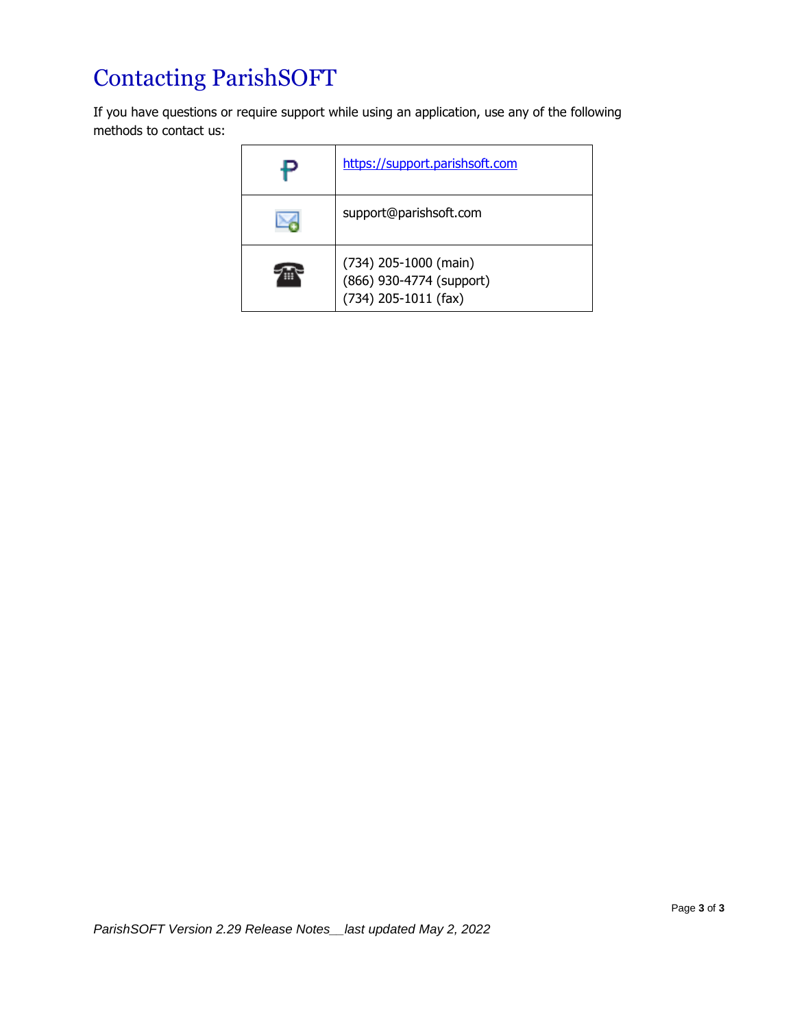# Contacting ParishSOFT

If you have questions or require support while using an application, use any of the following methods to contact us:

| | |
|---|---|
| | https://support.parishsoft.com |
| | support@parishsoft.com |
| | (734) 205-1000 (main)<br>(866) 930-4774 (support)<br>(734) 205-1011 (fax) |